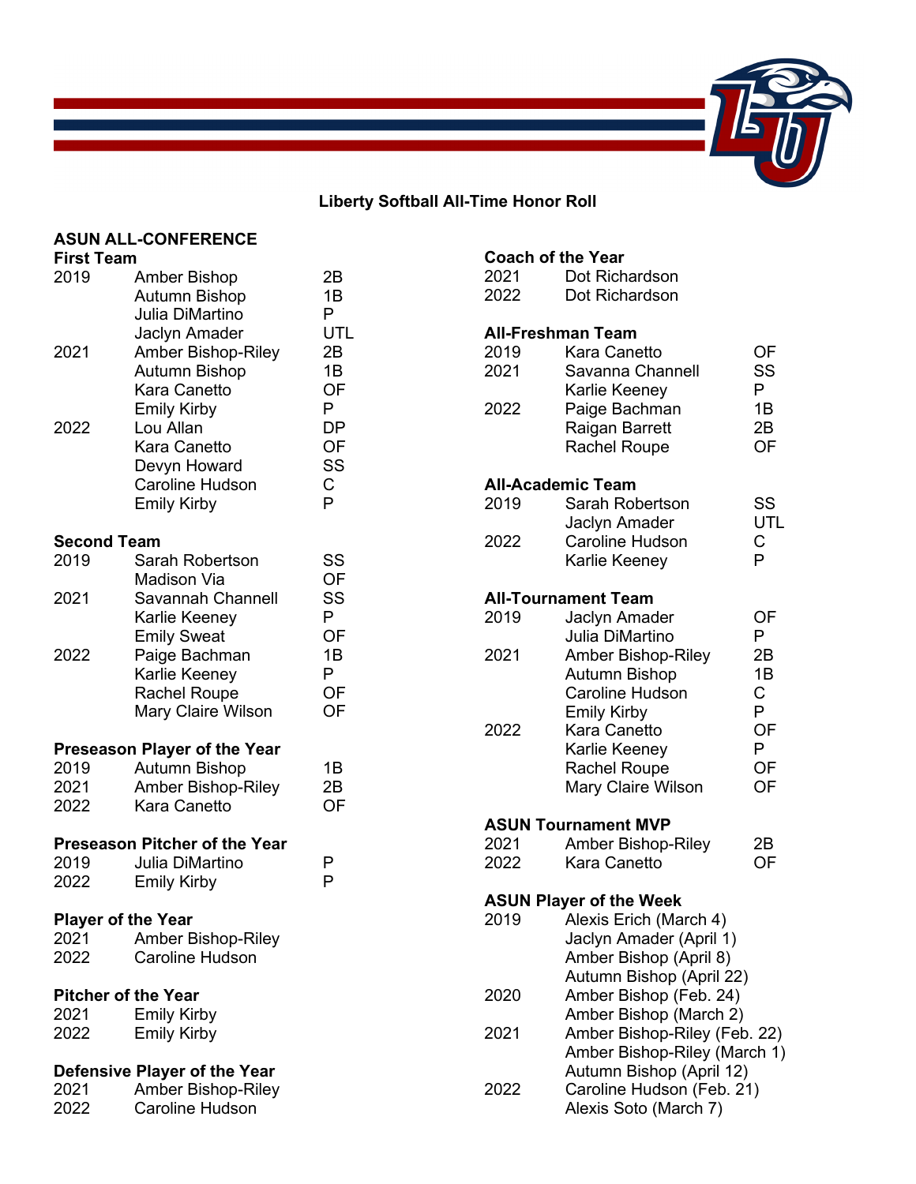# Liberty Softball All-Time Honor Roll

## ASUN ALL-CONFERENCE

### First Team

| Year | Name | Pos |
|---|---|---|
| 2019 | Amber Bishop | 2B |
| | Autumn Bishop | 1B |
| | Julia DiMartino | P |
| | Jaclyn Amader | UTL |
| 2021 | Amber Bishop-Riley | 2B |
| | Autumn Bishop | 1B |
| | Kara Canetto | OF |
| | Emily Kirby | P |
| 2022 | Lou Allan | DP |
| | Kara Canetto | OF |
| | Devyn Howard | SS |
| | Caroline Hudson | C |
| | Emily Kirby | P |

### Second Team

| Year | Name | Pos |
|---|---|---|
| 2019 | Sarah Robertson | SS |
| | Madison Via | OF |
| 2021 | Savannah Channell | SS |
| | Karlie Keeney | P |
| | Emily Sweat | OF |
| 2022 | Paige Bachman | 1B |
| | Karlie Keeney | P |
| | Rachel Roupe | OF |
| | Mary Claire Wilson | OF |

### Preseason Player of the Year

| Year | Name | Pos |
|---|---|---|
| 2019 | Autumn Bishop | 1B |
| 2021 | Amber Bishop-Riley | 2B |
| 2022 | Kara Canetto | OF |

### Preseason Pitcher of the Year

| Year | Name | Pos |
|---|---|---|
| 2019 | Julia DiMartino | P |
| 2022 | Emily Kirby | P |

### Player of the Year

| Year | Name |
|---|---|
| 2021 | Amber Bishop-Riley |
| 2022 | Caroline Hudson |

### Pitcher of the Year

| Year | Name |
|---|---|
| 2021 | Emily Kirby |
| 2022 | Emily Kirby |

### Defensive Player of the Year

| Year | Name |
|---|---|
| 2021 | Amber Bishop-Riley |
| 2022 | Caroline Hudson |

### Coach of the Year

| Year | Name |
|---|---|
| 2021 | Dot Richardson |
| 2022 | Dot Richardson |

### All-Freshman Team

| Year | Name | Pos |
|---|---|---|
| 2019 | Kara Canetto | OF |
| 2021 | Savanna Channell | SS |
| | Karlie Keeney | P |
| 2022 | Paige Bachman | 1B |
| | Raigan Barrett | 2B |
| | Rachel Roupe | OF |

### All-Academic Team

| Year | Name | Pos |
|---|---|---|
| 2019 | Sarah Robertson | SS |
| | Jaclyn Amader | UTL |
| 2022 | Caroline Hudson | C |
| | Karlie Keeney | P |

### All-Tournament Team

| Year | Name | Pos |
|---|---|---|
| 2019 | Jaclyn Amader | OF |
| | Julia DiMartino | P |
| 2021 | Amber Bishop-Riley | 2B |
| | Autumn Bishop | 1B |
| | Caroline Hudson | C |
| | Emily Kirby | P |
| 2022 | Kara Canetto | OF |
| | Karlie Keeney | P |
| | Rachel Roupe | OF |
| | Mary Claire Wilson | OF |

### ASUN Tournament MVP

| Year | Name | Pos |
|---|---|---|
| 2021 | Amber Bishop-Riley | 2B |
| 2022 | Kara Canetto | OF |

### ASUN Player of the Week

| Year | Name |
|---|---|
| 2019 | Alexis Erich (March 4) |
| | Jaclyn Amader (April 1) |
| | Amber Bishop (April 8) |
| | Autumn Bishop (April 22) |
| 2020 | Amber Bishop (Feb. 24) |
| | Amber Bishop (March 2) |
| 2021 | Amber Bishop-Riley (Feb. 22) |
| | Amber Bishop-Riley (March 1) |
| | Autumn Bishop (April 12) |
| 2022 | Caroline Hudson (Feb. 21) |
| | Alexis Soto (March 7) |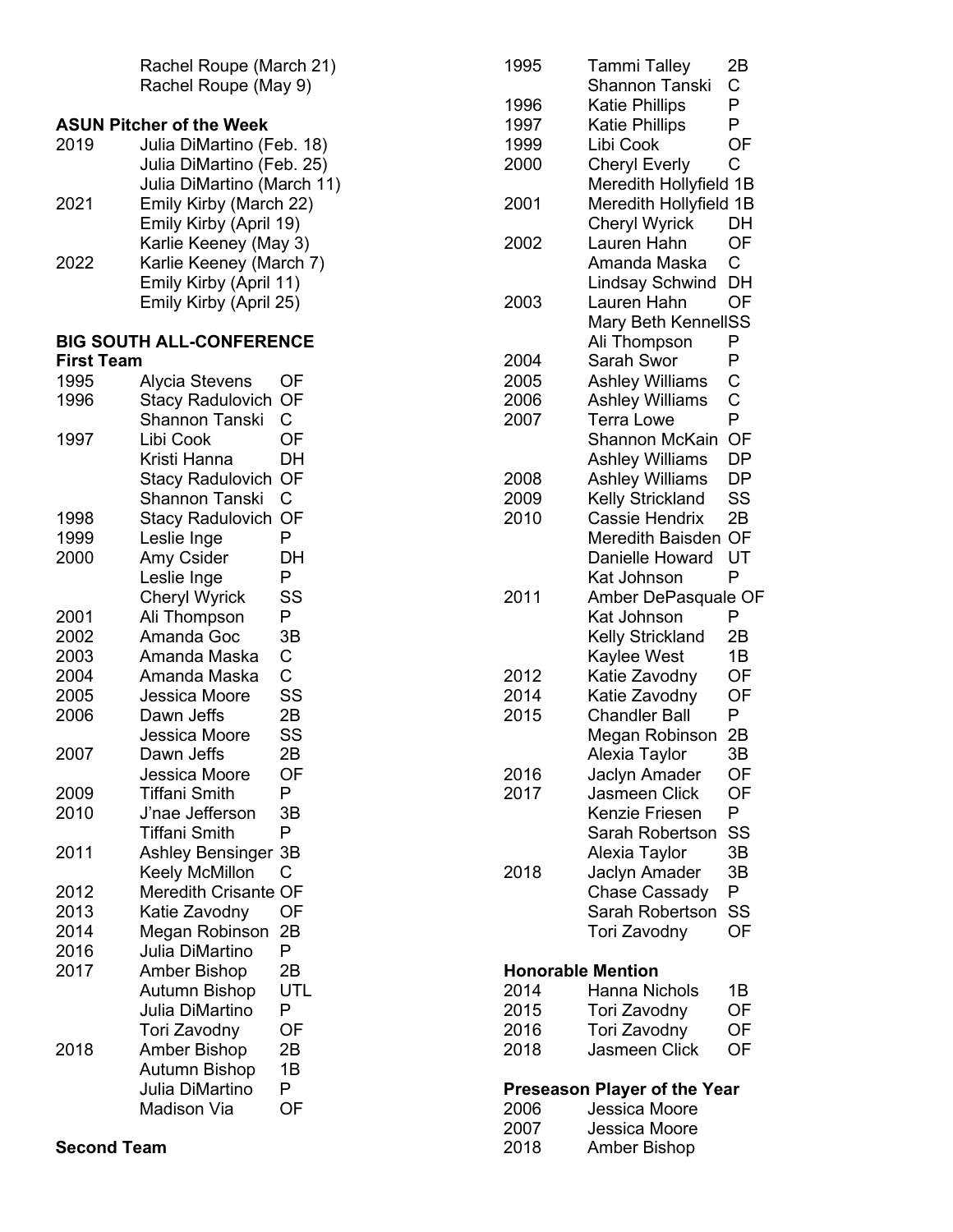Rachel Roupe (March 21)
Rachel Roupe (May 9)

**ASUN Pitcher of the Week**

| Year | Name |
|---|---|
| 2019 | Julia DiMartino (Feb. 18) |
| | Julia DiMartino (Feb. 25) |
| | Julia DiMartino (March 11) |
| 2021 | Emily Kirby (March 22) |
| | Emily Kirby (April 19) |
| | Karlie Keeney (May 3) |
| 2022 | Karlie Keeney (March 7) |
| | Emily Kirby (April 11) |
| | Emily Kirby (April 25) |

**BIG SOUTH ALL-CONFERENCE**

**First Team**

| Year | Name | Pos |
|---|---|---|
| 1995 | Alycia Stevens | OF |
| 1996 | Stacy Radulovich | OF |
| | Shannon Tanski | C |
| 1997 | Libi Cook | OF |
| | Kristi Hanna | DH |
| | Stacy Radulovich | OF |
| | Shannon Tanski | C |
| 1998 | Stacy Radulovich | OF |
| 1999 | Leslie Inge | P |
| 2000 | Amy Csider | DH |
| | Leslie Inge | P |
| | Cheryl Wyrick | SS |
| 2001 | Ali Thompson | P |
| 2002 | Amanda Goc | 3B |
| 2003 | Amanda Maska | C |
| 2004 | Amanda Maska | C |
| 2005 | Jessica Moore | SS |
| 2006 | Dawn Jeffs | 2B |
| | Jessica Moore | SS |
| 2007 | Dawn Jeffs | 2B |
| | Jessica Moore | OF |
| 2009 | Tiffani Smith | P |
| 2010 | J'nae Jefferson | 3B |
| | Tiffani Smith | P |
| 2011 | Ashley Bensinger | 3B |
| | Keely McMillon | C |
| 2012 | Meredith Crisante | OF |
| 2013 | Katie Zavodny | OF |
| 2014 | Megan Robinson | 2B |
| 2016 | Julia DiMartino | P |
| 2017 | Amber Bishop | 2B |
| | Autumn Bishop | UTL |
| | Julia DiMartino | P |
| | Tori Zavodny | OF |
| 2018 | Amber Bishop | 2B |
| | Autumn Bishop | 1B |
| | Julia DiMartino | P |
| | Madison Via | OF |

**Second Team**

| Year | Name | Pos |
|---|---|---|
| 1995 | Tammi Talley | 2B |
| | Shannon Tanski | C |
| 1996 | Katie Phillips | P |
| 1997 | Katie Phillips | P |
| 1999 | Libi Cook | OF |
| 2000 | Cheryl Everly | C |
| | Meredith Hollyfield | 1B |
| 2001 | Meredith Hollyfield | 1B |
| | Cheryl Wyrick | DH |
| 2002 | Lauren Hahn | OF |
| | Amanda Maska | C |
| | Lindsay Schwind | DH |
| 2003 | Lauren Hahn | OF |
| | Mary Beth Kennell | SS |
| | Ali Thompson | P |
| 2004 | Sarah Swor | P |
| 2005 | Ashley Williams | C |
| 2006 | Ashley Williams | C |
| 2007 | Terra Lowe | P |
| | Shannon McKain | OF |
| | Ashley Williams | DP |
| 2008 | Ashley Williams | DP |
| 2009 | Kelly Strickland | SS |
| 2010 | Cassie Hendrix | 2B |
| | Meredith Baisden | OF |
| | Danielle Howard | UT |
| | Kat Johnson | P |
| 2011 | Amber DePasquale | OF |
| | Kat Johnson | P |
| | Kelly Strickland | 2B |
| | Kaylee West | 1B |
| 2012 | Katie Zavodny | OF |
| 2014 | Katie Zavodny | OF |
| 2015 | Chandler Ball | P |
| | Megan Robinson | 2B |
| | Alexia Taylor | 3B |
| 2016 | Jaclyn Amader | OF |
| 2017 | Jasmeen Click | OF |
| | Kenzie Friesen | P |
| | Sarah Robertson | SS |
| | Alexia Taylor | 3B |
| 2018 | Jaclyn Amader | 3B |
| | Chase Cassady | P |
| | Sarah Robertson | SS |
| | Tori Zavodny | OF |

**Honorable Mention**

| Year | Name | Pos |
|---|---|---|
| 2014 | Hanna Nichols | 1B |
| 2015 | Tori Zavodny | OF |
| 2016 | Tori Zavodny | OF |
| 2018 | Jasmeen Click | OF |

**Preseason Player of the Year**

| Year | Name |
|---|---|
| 2006 | Jessica Moore |
| 2007 | Jessica Moore |
| 2018 | Amber Bishop |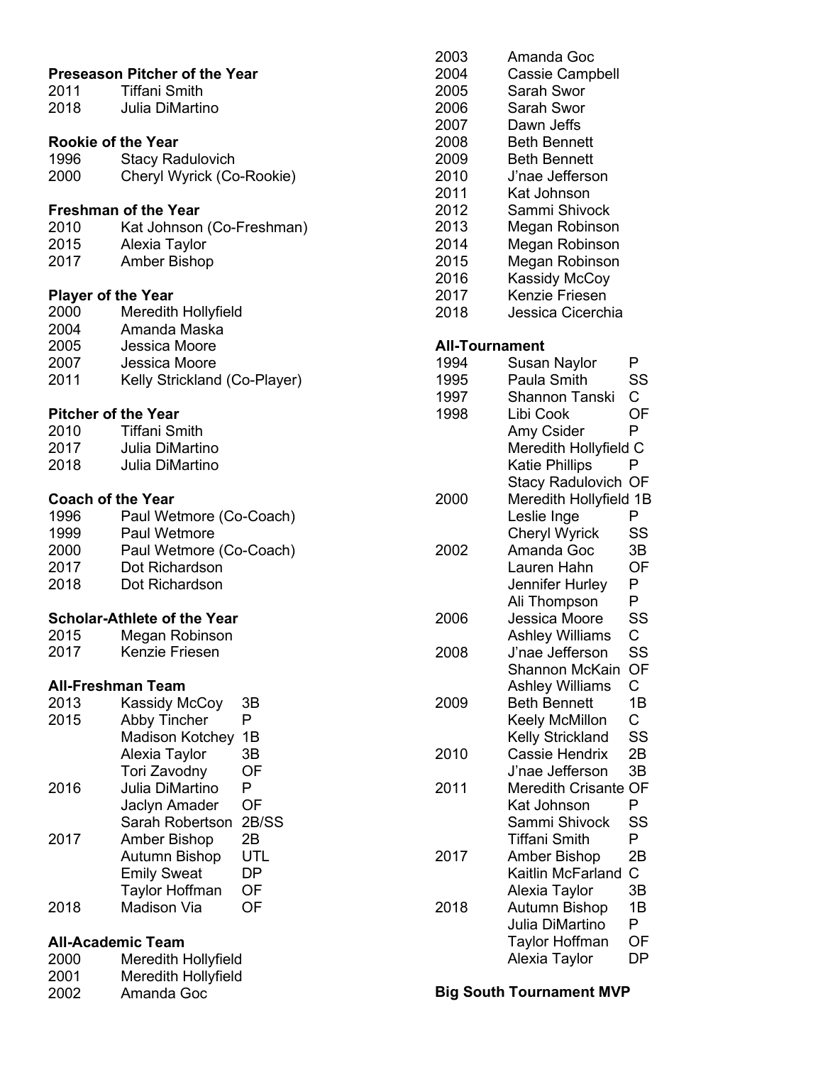### Preseason Pitcher of the Year

| | |
|---|---|
| 2011 | Tiffani Smith |
| 2018 | Julia DiMartino |

### Rookie of the Year

| | |
|---|---|
| 1996 | Stacy Radulovich |
| 2000 | Cheryl Wyrick (Co-Rookie) |

### Freshman of the Year

| | |
|---|---|
| 2010 | Kat Johnson (Co-Freshman) |
| 2015 | Alexia Taylor |
| 2017 | Amber Bishop |

### Player of the Year

| | |
|---|---|
| 2000 | Meredith Hollyfield |
| 2004 | Amanda Maska |
| 2005 | Jessica Moore |
| 2007 | Jessica Moore |
| 2011 | Kelly Strickland (Co-Player) |

### Pitcher of the Year

| | |
|---|---|
| 2010 | Tiffani Smith |
| 2017 | Julia DiMartino |
| 2018 | Julia DiMartino |

### Coach of the Year

| | |
|---|---|
| 1996 | Paul Wetmore (Co-Coach) |
| 1999 | Paul Wetmore |
| 2000 | Paul Wetmore (Co-Coach) |
| 2017 | Dot Richardson |
| 2018 | Dot Richardson |

### Scholar-Athlete of the Year

| | |
|---|---|
| 2015 | Megan Robinson |
| 2017 | Kenzie Friesen |

### All-Freshman Team

| | | |
|---|---|---|
| 2013 | Kassidy McCoy | 3B |
| 2015 | Abby Tincher | P |
| | Madison Kotchey | 1B |
| | Alexia Taylor | 3B |
| | Tori Zavodny | OF |
| 2016 | Julia DiMartino | P |
| | Jaclyn Amader | OF |
| | Sarah Robertson | 2B/SS |
| 2017 | Amber Bishop | 2B |
| | Autumn Bishop | UTL |
| | Emily Sweat | DP |
| | Taylor Hoffman | OF |
| 2018 | Madison Via | OF |

### All-Academic Team

| | |
|---|---|
| 2000 | Meredith Hollyfield |
| 2001 | Meredith Hollyfield |
| 2002 | Amanda Goc |
| 2003 | Amanda Goc |
| 2004 | Cassie Campbell |
| 2005 | Sarah Swor |
| 2006 | Sarah Swor |
| 2007 | Dawn Jeffs |
| 2008 | Beth Bennett |
| 2009 | Beth Bennett |
| 2010 | J'nae Jefferson |
| 2011 | Kat Johnson |
| 2012 | Sammi Shivock |
| 2013 | Megan Robinson |
| 2014 | Megan Robinson |
| 2015 | Megan Robinson |
| 2016 | Kassidy McCoy |
| 2017 | Kenzie Friesen |
| 2018 | Jessica Cicerchia |

### All-Tournament

| | | |
|---|---|---|
| 1994 | Susan Naylor | P |
| 1995 | Paula Smith | SS |
| 1997 | Shannon Tanski | C |
| 1998 | Libi Cook | OF |
| | Amy Csider | P |
| | Meredith Hollyfield | C |
| | Katie Phillips | P |
| | Stacy Radulovich | OF |
| 2000 | Meredith Hollyfield | 1B |
| | Leslie Inge | P |
| | Cheryl Wyrick | SS |
| 2002 | Amanda Goc | 3B |
| | Lauren Hahn | OF |
| | Jennifer Hurley | P |
| | Ali Thompson | P |
| 2006 | Jessica Moore | SS |
| | Ashley Williams | C |
| 2008 | J'nae Jefferson | SS |
| | Shannon McKain | OF |
| | Ashley Williams | C |
| 2009 | Beth Bennett | 1B |
| | Keely McMillon | C |
| | Kelly Strickland | SS |
| 2010 | Cassie Hendrix | 2B |
| | J'nae Jefferson | 3B |
| 2011 | Meredith Crisante | OF |
| | Kat Johnson | P |
| | Sammi Shivock | SS |
| | Tiffani Smith | P |
| 2017 | Amber Bishop | 2B |
| | Kaitlin McFarland | C |
| | Alexia Taylor | 3B |
| 2018 | Autumn Bishop | 1B |
| | Julia DiMartino | P |
| | Taylor Hoffman | OF |
| | Alexia Taylor | DP |

### Big South Tournament MVP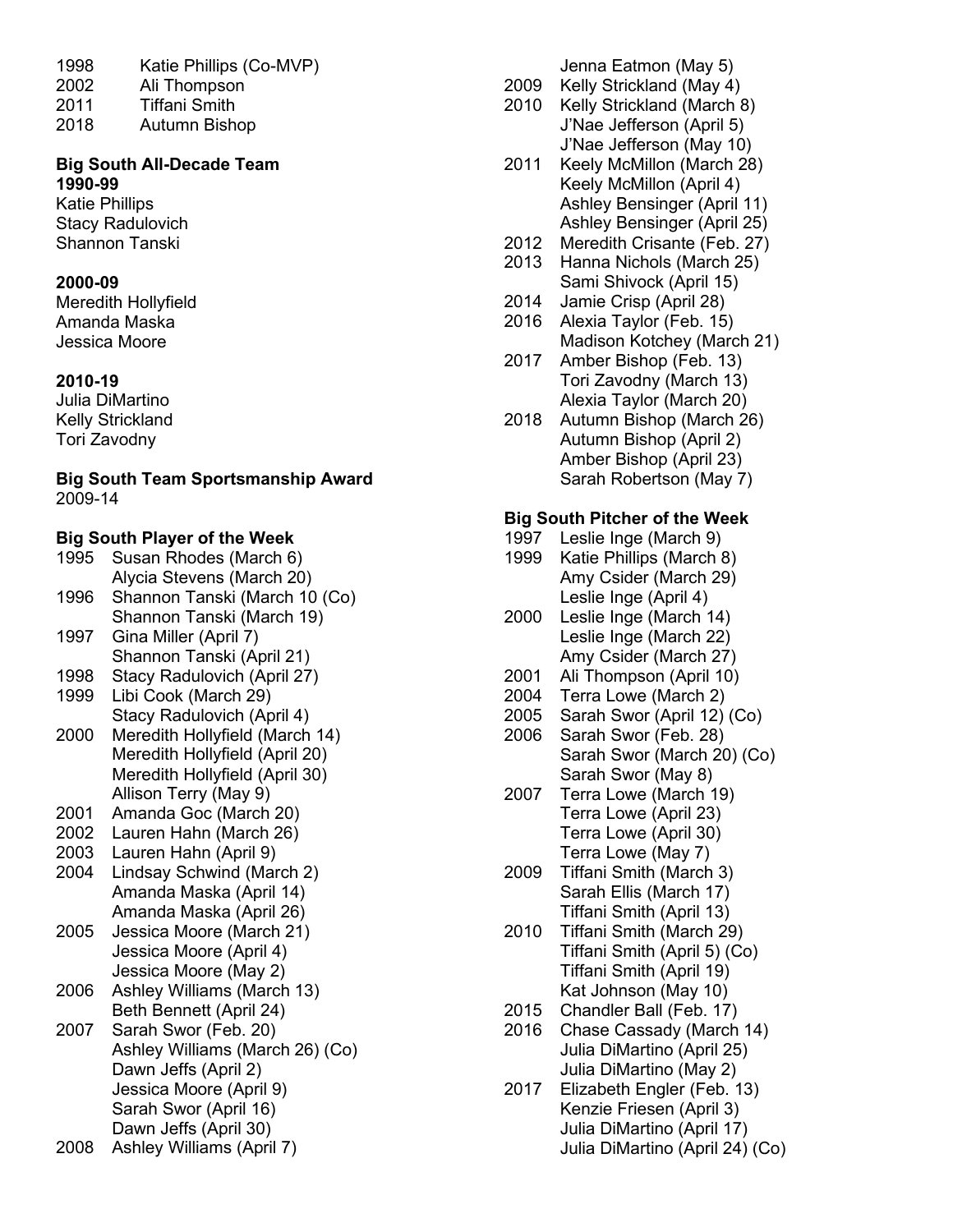1998 Katie Phillips (Co-MVP)
2002 Ali Thompson
2011 Tiffani Smith
2018 Autumn Bishop

**Big South All-Decade Team**

**1990-99**

Katie Phillips
Stacy Radulovich
Shannon Tanski

**2000-09**

Meredith Hollyfield
Amanda Maska
Jessica Moore

**2010-19**

Julia DiMartino
Kelly Strickland
Tori Zavodny

**Big South Team Sportsmanship Award**

2009-14

**Big South Player of the Week**

1995 Susan Rhodes (March 6)
Alycia Stevens (March 20)
1996 Shannon Tanski (March 10 (Co)
Shannon Tanski (March 19)
1997 Gina Miller (April 7)
Shannon Tanski (April 21)
1998 Stacy Radulovich (April 27)
1999 Libi Cook (March 29)
Stacy Radulovich (April 4)
2000 Meredith Hollyfield (March 14)
Meredith Hollyfield (April 20)
Meredith Hollyfield (April 30)
Allison Terry (May 9)
2001 Amanda Goc (March 20)
2002 Lauren Hahn (March 26)
2003 Lauren Hahn (April 9)
2004 Lindsay Schwind (March 2)
Amanda Maska (April 14)
Amanda Maska (April 26)
2005 Jessica Moore (March 21)
Jessica Moore (April 4)
Jessica Moore (May 2)
2006 Ashley Williams (March 13)
Beth Bennett (April 24)
2007 Sarah Swor (Feb. 20)
Ashley Williams (March 26) (Co)
Dawn Jeffs (April 2)
Jessica Moore (April 9)
Sarah Swor (April 16)
Dawn Jeffs (April 30)
2008 Ashley Williams (April 7)
Jenna Eatmon (May 5)
2009 Kelly Strickland (May 4)
2010 Kelly Strickland (March 8)
J'Nae Jefferson (April 5)
J'Nae Jefferson (May 10)
2011 Keely McMillon (March 28)
Keely McMillon (April 4)
Ashley Bensinger (April 11)
Ashley Bensinger (April 25)
2012 Meredith Crisante (Feb. 27)
2013 Hanna Nichols (March 25)
Sami Shivock (April 15)
2014 Jamie Crisp (April 28)
2016 Alexia Taylor (Feb. 15)
Madison Kotchey (March 21)
2017 Amber Bishop (Feb. 13)
Tori Zavodny (March 13)
Alexia Taylor (March 20)
2018 Autumn Bishop (March 26)
Autumn Bishop (April 2)
Amber Bishop (April 23)
Sarah Robertson (May 7)

**Big South Pitcher of the Week**

1997 Leslie Inge (March 9)
1999 Katie Phillips (March 8)
Amy Csider (March 29)
Leslie Inge (April 4)
2000 Leslie Inge (March 14)
Leslie Inge (March 22)
Amy Csider (March 27)
2001 Ali Thompson (April 10)
2004 Terra Lowe (March 2)
2005 Sarah Swor (April 12) (Co)
2006 Sarah Swor (Feb. 28)
Sarah Swor (March 20) (Co)
Sarah Swor (May 8)
2007 Terra Lowe (March 19)
Terra Lowe (April 23)
Terra Lowe (April 30)
Terra Lowe (May 7)
2009 Tiffani Smith (March 3)
Sarah Ellis (March 17)
Tiffani Smith (April 13)
2010 Tiffani Smith (March 29)
Tiffani Smith (April 5) (Co)
Tiffani Smith (April 19)
Kat Johnson (May 10)
2015 Chandler Ball (Feb. 17)
2016 Chase Cassady (March 14)
Julia DiMartino (April 25)
Julia DiMartino (May 2)
2017 Elizabeth Engler (Feb. 13)
Kenzie Friesen (April 3)
Julia DiMartino (April 17)
Julia DiMartino (April 24) (Co)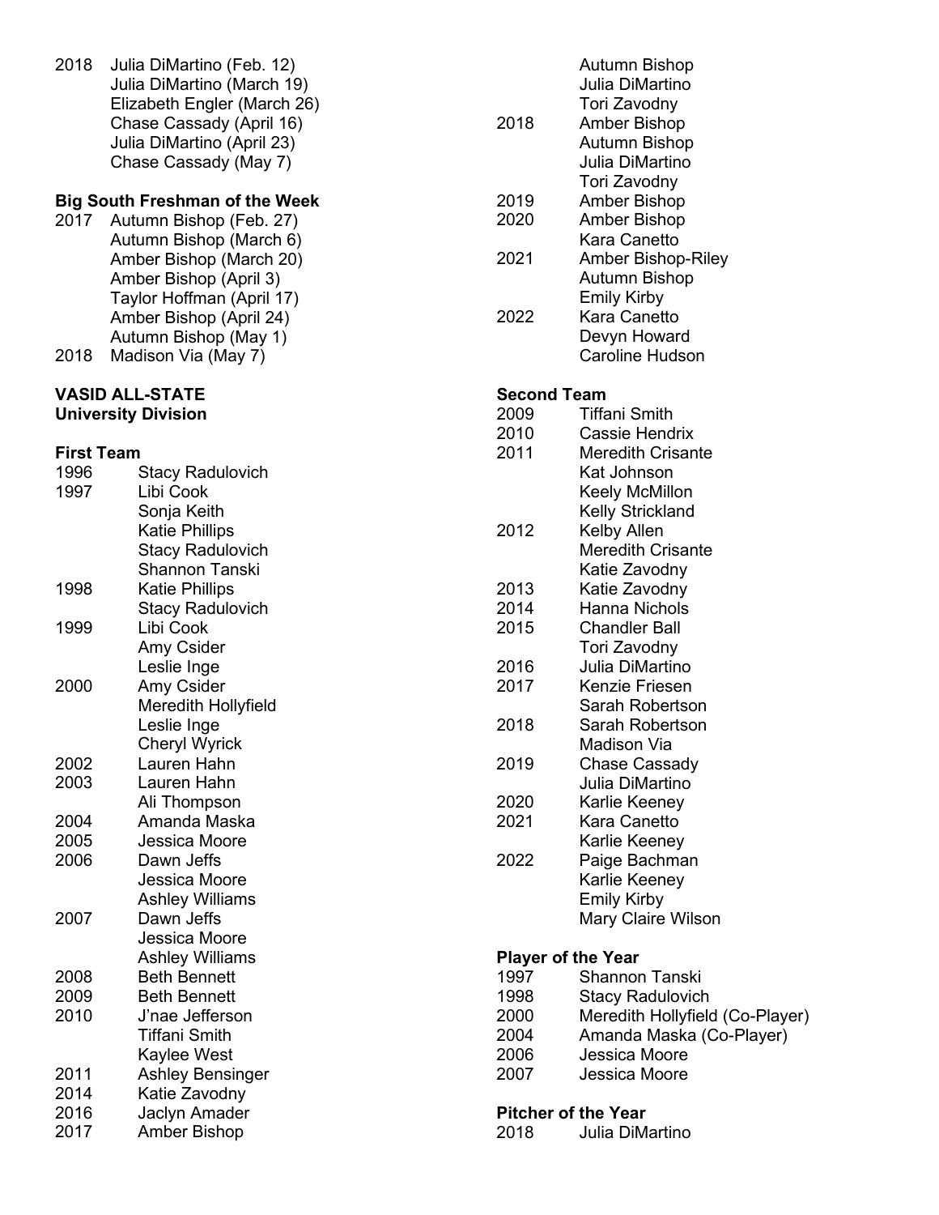2018 Julia DiMartino (Feb. 12)
Julia DiMartino (March 19)
Elizabeth Engler (March 26)
Chase Cassady (April 16)
Julia DiMartino (April 23)
Chase Cassady (May 7)

**Big South Freshman of the Week**

2017 Autumn Bishop (Feb. 27)
Autumn Bishop (March 6)
Amber Bishop (March 20)
Amber Bishop (April 3)
Taylor Hoffman (April 17)
Amber Bishop (April 24)
Autumn Bishop (May 1)
2018 Madison Via (May 7)

**VASID ALL-STATE**
**University Division**

**First Team**

| | |
|---|---|
| 1996 | Stacy Radulovich |
| 1997 | Libi Cook |
| | Sonja Keith |
| | Katie Phillips |
| | Stacy Radulovich |
| | Shannon Tanski |
| 1998 | Katie Phillips |
| | Stacy Radulovich |
| 1999 | Libi Cook |
| | Amy Csider |
| | Leslie Inge |
| 2000 | Amy Csider |
| | Meredith Hollyfield |
| | Leslie Inge |
| | Cheryl Wyrick |
| 2002 | Lauren Hahn |
| 2003 | Lauren Hahn |
| | Ali Thompson |
| 2004 | Amanda Maska |
| 2005 | Jessica Moore |
| 2006 | Dawn Jeffs |
| | Jessica Moore |
| | Ashley Williams |
| 2007 | Dawn Jeffs |
| | Jessica Moore |
| | Ashley Williams |
| 2008 | Beth Bennett |
| 2009 | Beth Bennett |
| 2010 | J'nae Jefferson |
| | Tiffani Smith |
| | Kaylee West |
| 2011 | Ashley Bensinger |
| 2014 | Katie Zavodny |
| 2016 | Jaclyn Amader |
| 2017 | Amber Bishop |
| | Autumn Bishop |
| | Julia DiMartino |
| | Tori Zavodny |
| 2018 | Amber Bishop |
| | Autumn Bishop |
| | Julia DiMartino |
| | Tori Zavodny |
| 2019 | Amber Bishop |
| 2020 | Amber Bishop |
| | Kara Canetto |
| 2021 | Amber Bishop-Riley |
| | Autumn Bishop |
| | Emily Kirby |
| 2022 | Kara Canetto |
| | Devyn Howard |
| | Caroline Hudson |

**Second Team**

| | |
|---|---|
| 2009 | Tiffani Smith |
| 2010 | Cassie Hendrix |
| 2011 | Meredith Crisante |
| | Kat Johnson |
| | Keely McMillon |
| | Kelly Strickland |
| 2012 | Kelby Allen |
| | Meredith Crisante |
| | Katie Zavodny |
| 2013 | Katie Zavodny |
| 2014 | Hanna Nichols |
| 2015 | Chandler Ball |
| | Tori Zavodny |
| 2016 | Julia DiMartino |
| 2017 | Kenzie Friesen |
| | Sarah Robertson |
| 2018 | Sarah Robertson |
| | Madison Via |
| 2019 | Chase Cassady |
| | Julia DiMartino |
| 2020 | Karlie Keeney |
| 2021 | Kara Canetto |
| | Karlie Keeney |
| 2022 | Paige Bachman |
| | Karlie Keeney |
| | Emily Kirby |
| | Mary Claire Wilson |

**Player of the Year**

| | |
|---|---|
| 1997 | Shannon Tanski |
| 1998 | Stacy Radulovich |
| 2000 | Meredith Hollyfield (Co-Player) |
| 2004 | Amanda Maska (Co-Player) |
| 2006 | Jessica Moore |
| 2007 | Jessica Moore |

**Pitcher of the Year**

| | |
|---|---|
| 2018 | Julia DiMartino |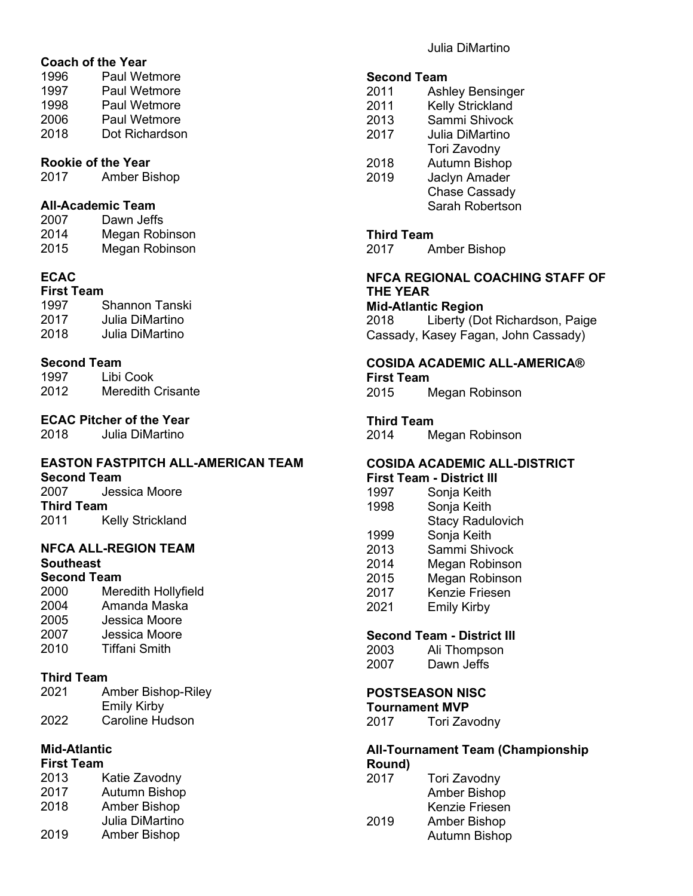**Coach of the Year**

| | |
|---|---|
| 1996 | Paul Wetmore |
| 1997 | Paul Wetmore |
| 1998 | Paul Wetmore |
| 2006 | Paul Wetmore |
| 2018 | Dot Richardson |

**Rookie of the Year**

2017 Amber Bishop

**All-Academic Team**

| | |
|---|---|
| 2007 | Dawn Jeffs |
| 2014 | Megan Robinson |
| 2015 | Megan Robinson |

**ECAC**

**First Team**

| | |
|---|---|
| 1997 | Shannon Tanski |
| 2017 | Julia DiMartino |
| 2018 | Julia DiMartino |

**Second Team**

| | |
|---|---|
| 1997 | Libi Cook |
| 2012 | Meredith Crisante |

**ECAC Pitcher of the Year**

2018 Julia DiMartino

**EASTON FASTPITCH ALL-AMERICAN TEAM**

**Second Team**

2007 Jessica Moore

**Third Team**

2011 Kelly Strickland

**NFCA ALL-REGION TEAM**

**Southeast**

**Second Team**

| | |
|---|---|
| 2000 | Meredith Hollyfield |
| 2004 | Amanda Maska |
| 2005 | Jessica Moore |
| 2007 | Jessica Moore |
| 2010 | Tiffani Smith |

**Third Team**

| | |
|---|---|
| 2021 | Amber Bishop-Riley |
| | Emily Kirby |
| 2022 | Caroline Hudson |

**Mid-Atlantic**

**First Team**

| | |
|---|---|
| 2013 | Katie Zavodny |
| 2017 | Autumn Bishop |
| 2018 | Amber Bishop |
| | Julia DiMartino |
| 2019 | Amber Bishop |
| | Julia DiMartino |

**Second Team**

| | |
|---|---|
| 2011 | Ashley Bensinger |
| 2011 | Kelly Strickland |
| 2013 | Sammi Shivock |
| 2017 | Julia DiMartino |
| | Tori Zavodny |
| 2018 | Autumn Bishop |
| 2019 | Jaclyn Amader |
| | Chase Cassady |
| | Sarah Robertson |

**Third Team**

2017 Amber Bishop

**NFCA REGIONAL COACHING STAFF OF THE YEAR**

**Mid-Atlantic Region**

2018 Liberty (Dot Richardson, Paige Cassady, Kasey Fagan, John Cassady)

**COSIDA ACADEMIC ALL-AMERICA®**

**First Team**

2015 Megan Robinson

**Third Team**

2014 Megan Robinson

**COSIDA ACADEMIC ALL-DISTRICT**

**First Team - District III**

| | |
|---|---|
| 1997 | Sonja Keith |
| 1998 | Sonja Keith |
| | Stacy Radulovich |
| 1999 | Sonja Keith |
| 2013 | Sammi Shivock |
| 2014 | Megan Robinson |
| 2015 | Megan Robinson |
| 2017 | Kenzie Friesen |
| 2021 | Emily Kirby |

**Second Team - District III**

| | |
|---|---|
| 2003 | Ali Thompson |
| 2007 | Dawn Jeffs |

**POSTSEASON NISC**

**Tournament MVP**

2017 Tori Zavodny

**All-Tournament Team (Championship Round)**

| | |
|---|---|
| 2017 | Tori Zavodny |
| | Amber Bishop |
| | Kenzie Friesen |
| 2019 | Amber Bishop |
| | Autumn Bishop |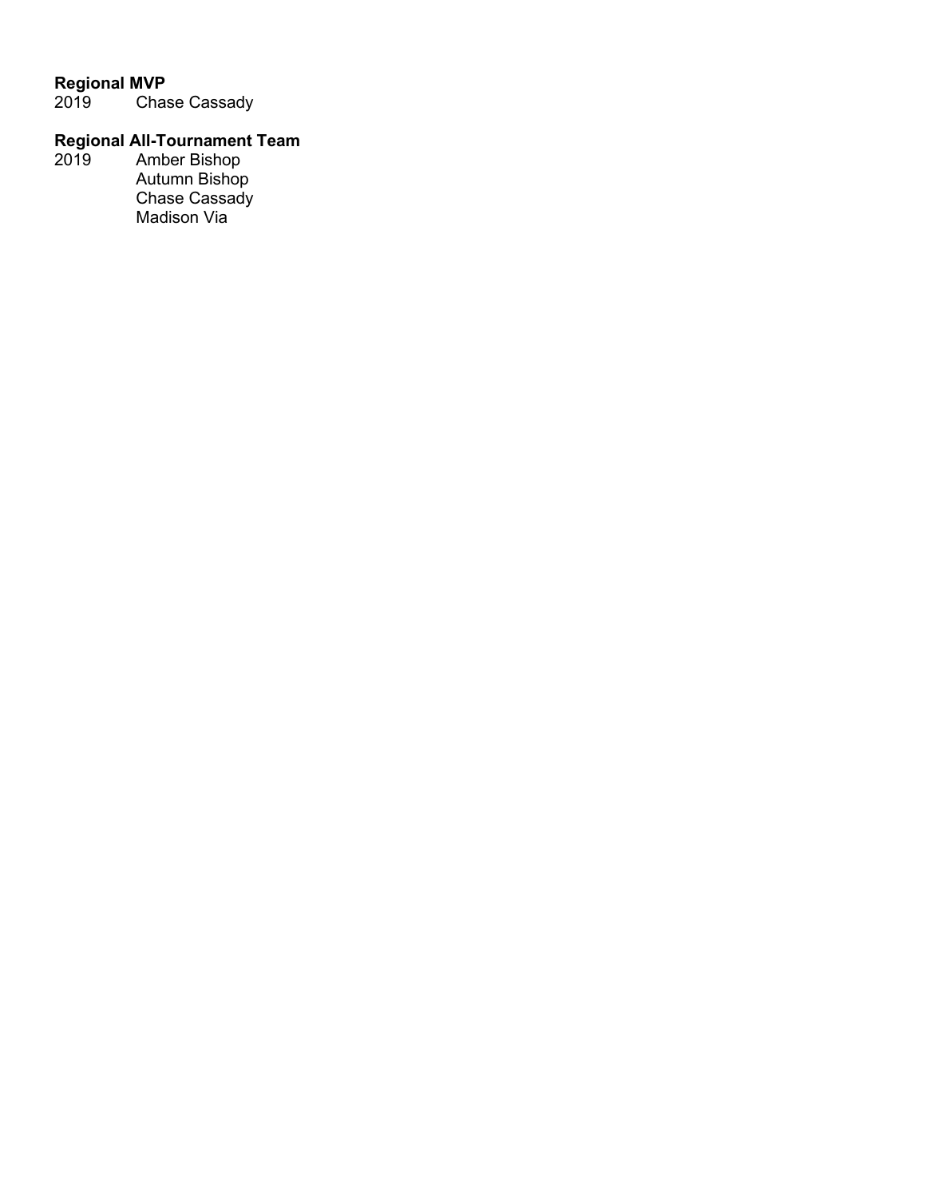**Regional MVP**

2019 Chase Cassady

**Regional All-Tournament Team**

2019 Amber Bishop
Autumn Bishop
Chase Cassady
Madison Via